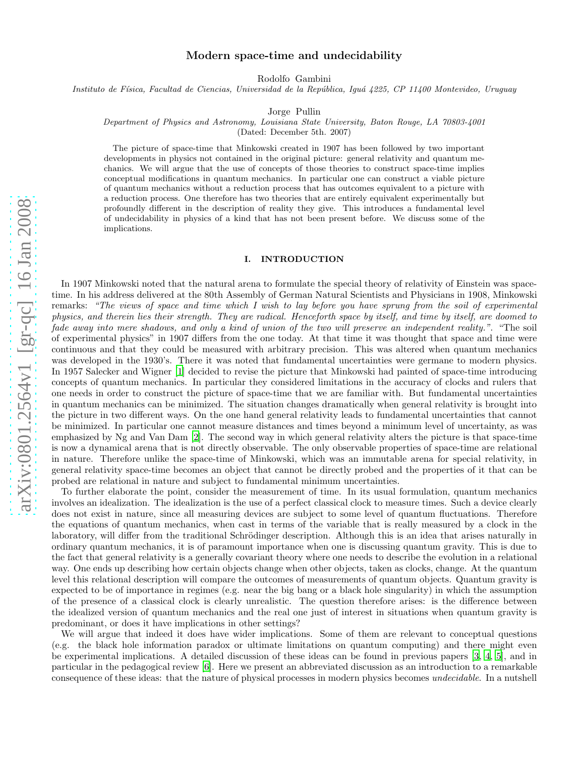# Modern space-time and undecidability

Rodolfo Gambini

*Instituto de Física, Facultad de Ciencias, Universidad de la República, Iguá 4225, CP 11400 Montevideo, Uruguay*

Jorge Pullin

*Department of Physics and Astronomy, Louisiana State University, Baton Rouge, LA 70803-4001*

(Dated: December 5th. 2007)

The picture of space-time that Minkowski created in 1907 has been followed by two important developments in physics not contained in the original picture: general relativity and quantum mechanics. We will argue that the use of concepts of those theories to construct space-time implies conceptual modifications in quantum mechanics. In particular one can construct a viable picture of quantum mechanics without a reduction process that has outcomes equivalent to a picture with a reduction process. One therefore has two theories that are entirely equivalent experimentally but profoundly different in the description of reality they give. This introduces a fundamental level of undecidability in physics of a kind that has not been present before. We discuss some of the implications.

## I. INTRODUCTION

In 1907 Minkowski noted that the natural arena to formulate the special theory of relativity of Einstein was space-time. In his address delivered at the 80th Assembly of German Natural Scientists and Physicians in 1908, Minkowski remarks: *"The views of space and time which I wish to lay before you have sprung from the soil of experimental physics, and therein lies their strength. They are radical. Henceforth space by itself, and time by itself, are doomed to fade away into mere shadows, and only a kind of union of the two will preserve an independent reality."*. "The soil of experimental physics" in 1907 differs from the one today. At that time it was thought that space and time were continuous and that they could be measured with arbitrary precision. This was altered when quantum mechanics was developed in the 1930's. There it was noted that fundamental uncertainties were germane to modern physics. In 1957 Salecker and Wigner [1] decided to revise the picture that Minkowski had painted of space-time introducing concepts of quantum mechanics. In particular they considered limitations in the accuracy of clocks and rulers that one needs in order to construct the picture of space-time that we are familiar with. But fundamental uncertainties in quantum mechanics can be minimized. The situation changes dramatically when general relativity is brought into the picture in two different ways. On the one hand general relativity leads to fundamental uncertainties that cannot be minimized. In particular one cannot measure distances and times beyond a minimum level of uncertainty, as was emphasized by Ng and Van Dam [2]. The second way in which general relativity alters the picture is that space-time is now a dynamical arena that is not directly observable. The only observable properties of space-time are relational in nature. Therefore unlike the space-time of Minkowski, which was an immutable arena for special relativity, in general relativity space-time becomes an object that cannot be directly probed and the properties of it that can be probed are relational in nature and subject to fundamental minimum uncertainties.

To further elaborate the point, consider the measurement of time. In its usual formulation, quantum mechanics involves an idealization. The idealization is the use of a perfect classical clock to measure times. Such a device clearly does not exist in nature, since all measuring devices are subject to some level of quantum fluctuations. Therefore the equations of quantum mechanics, when cast in terms of the variable that is really measured by a clock in the laboratory, will differ from the traditional Schrödinger description. Although this is an idea that arises naturally in ordinary quantum mechanics, it is of paramount importance when one is discussing quantum gravity. This is due to the fact that general relativity is a generally covariant theory where one needs to describe the evolution in a relational way. One ends up describing how certain objects change when other objects, taken as clocks, change. At the quantum level this relational description will compare the outcomes of measurements of quantum objects. Quantum gravity is expected to be of importance in regimes (e.g. near the big bang or a black hole singularity) in which the assumption of the presence of a classical clock is clearly unrealistic. The question therefore arises: is the difference between the idealized version of quantum mechanics and the real one just of interest in situations when quantum gravity is predominant, or does it have implications in other settings?

We will argue that indeed it does have wider implications. Some of them are relevant to conceptual questions (e.g. the black hole information paradox or ultimate limitations on quantum computing) and there might even be experimental implications. A detailed discussion of these ideas can be found in previous papers [3, 4, 5], and in particular in the pedagogical review [6]. Here we present an abbreviated discussion as an introduction to a remarkable consequence of these ideas: that the nature of physical processes in modern physics becomes *undecidable*. In a nutshell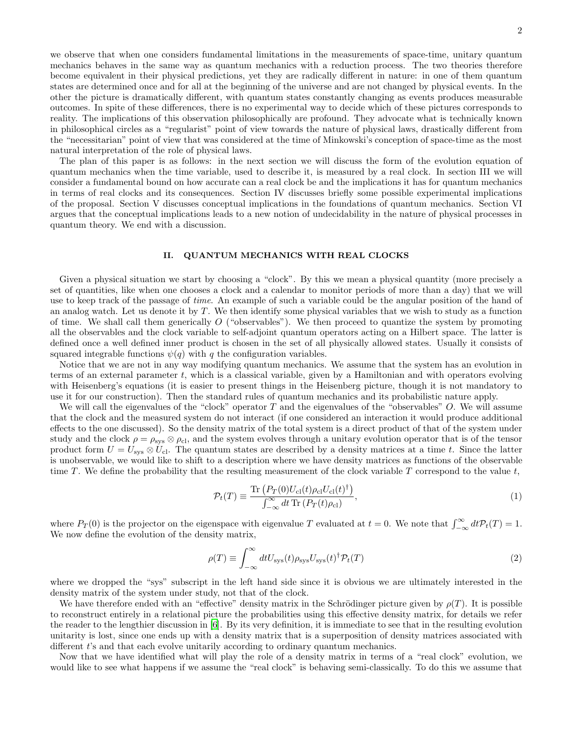we observe that when one considers fundamental limitations in the measurements of space-time, unitary quantum mechanics behaves in the same way as quantum mechanics with a reduction process. The two theories therefore become equivalent in their physical predictions, yet they are radically different in nature: in one of them quantum states are determined once and for all at the beginning of the universe and are not changed by physical events. In the other the picture is dramatically different, with quantum states constantly changing as events produces measurable outcomes. In spite of these differences, there is no experimental way to decide which of these pictures corresponds to reality. The implications of this observation philosophically are profound. They advocate what is technically known in philosophical circles as a "regularist" point of view towards the nature of physical laws, drastically different from the "necessitarian" point of view that was considered at the time of Minkowski's conception of space-time as the most natural interpretation of the role of physical laws.

The plan of this paper is as follows: in the next section we will discuss the form of the evolution equation of quantum mechanics when the time variable, used to describe it, is measured by a real clock. In section III we will consider a fundamental bound on how accurate can a real clock be and the implications it has for quantum mechanics in terms of real clocks and its consequences. Section IV discusses briefly some possible experimental implications of the proposal. Section V discusses conceptual implications in the foundations of quantum mechanics. Section VI argues that the conceptual implications leads to a new notion of undecidability in the nature of physical processes in quantum theory. We end with a discussion.

## II. QUANTUM MECHANICS WITH REAL CLOCKS

Given a physical situation we start by choosing a "clock". By this we mean a physical quantity (more precisely a set of quantities, like when one chooses a clock and a calendar to monitor periods of more than a day) that we will use to keep track of the passage of *time*. An example of such a variable could be the angular position of the hand of an analog watch. Let us denote it by $T$. We then identify some physical variables that we wish to study as a function of time. We shall call them generically $O$ ("observables"). We then proceed to quantize the system by promoting all the observables and the clock variable to self-adjoint quantum operators acting on a Hilbert space. The latter is defined once a well defined inner product is chosen in the set of all physically allowed states. Usually it consists of squared integrable functions $\psi(q)$ with $q$ the configuration variables.

Notice that we are not in any way modifying quantum mechanics. We assume that the system has an evolution in terms of an external parameter $t$, which is a classical variable, given by a Hamiltonian and with operators evolving with Heisenberg's equations (it is easier to present things in the Heisenberg picture, though it is not mandatory to use it for our construction). Then the standard rules of quantum mechanics and its probabilistic nature apply.

We will call the eigenvalues of the "clock" operator $T$ and the eigenvalues of the "observables" $O$. We will assume that the clock and the measured system do not interact (if one considered an interaction it would produce additional effects to the one discussed). So the density matrix of the total system is a direct product of that of the system under study and the clock $\rho = \rho_{\rm sys} \otimes \rho_{\rm cl}$, and the system evolves through a unitary evolution operator that is of the tensor product form $U = U_{\rm sys} \otimes U_{\rm cl}$. The quantum states are described by a density matrices at a time $t$. Since the latter is unobservable, we would like to shift to a description where we have density matrices as functions of the observable time $T$. We define the probability that the resulting measurement of the clock variable $T$ correspond to the value $t$,

$$\mathcal{P}_t(T) \equiv \frac{\mathrm{Tr}\left(P_T(0) U_{\rm cl}(t) \rho_{\rm cl} U_{\rm cl}(t)^\dagger\right)}{\int_{-\infty}^{\infty} dt\, \mathrm{Tr}\left(P_T(t)\rho_{\rm cl}\right)}, \tag{1}$$

where $P_T(0)$ is the projector on the eigenspace with eigenvalue $T$ evaluated at $t = 0$. We note that $\int_{-\infty}^{\infty} dt \mathcal{P}_t(T) = 1$. We now define the evolution of the density matrix,

$$\rho(T) \equiv \int_{-\infty}^{\infty} dt U_{\rm sys}(t) \rho_{\rm sys} U_{\rm sys}(t)^\dagger \mathcal{P}_t(T) \tag{2}$$

where we dropped the "sys" subscript in the left hand side since it is obvious we are ultimately interested in the density matrix of the system under study, not that of the clock.

We have therefore ended with an "effective" density matrix in the Schrödinger picture given by $\rho(T)$. It is possible to reconstruct entirely in a relational picture the probabilities using this effective density matrix, for details we refer the reader to the lengthier discussion in [6]. By its very definition, it is immediate to see that in the resulting evolution unitarity is lost, since one ends up with a density matrix that is a superposition of density matrices associated with different $t$'s and that each evolve unitarily according to ordinary quantum mechanics.

Now that we have identified what will play the role of a density matrix in terms of a "real clock" evolution, we would like to see what happens if we assume the "real clock" is behaving semi-classically. To do this we assume that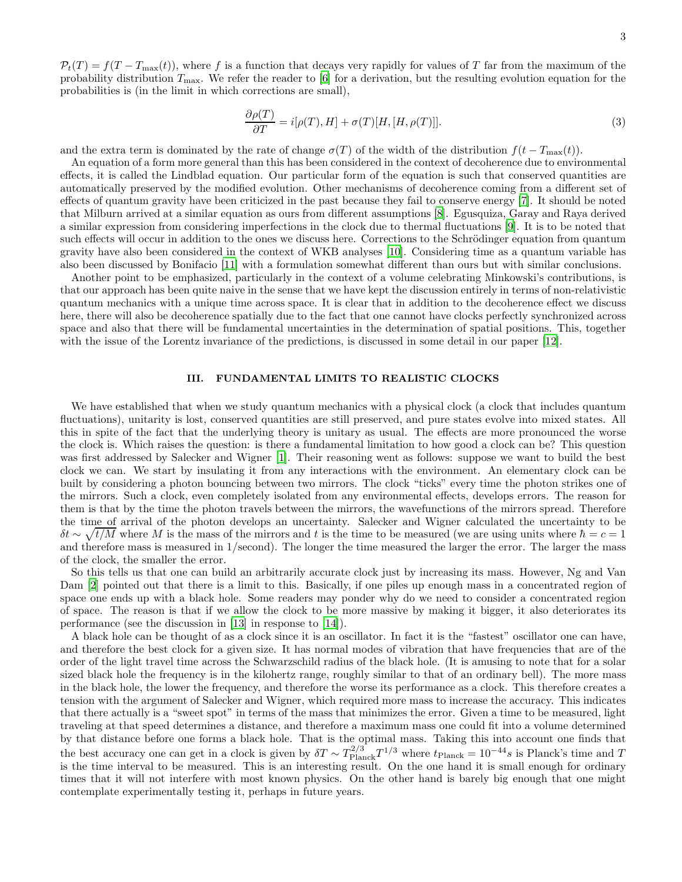$\mathcal{P}_t(T) = f(T - T_{\max}(t))$, where $f$ is a function that decays very rapidly for values of $T$ far from the maximum of the probability distribution $T_{\max}$. We refer the reader to [6] for a derivation, but the resulting evolution equation for the probabilities is (in the limit in which corrections are small),

$$\frac{\partial \rho(T)}{\partial T} = i[\rho(T), H] + \sigma(T)[H, [H, \rho(T)]]. \tag{3}$$

and the extra term is dominated by the rate of change $\sigma(T)$ of the width of the distribution $f(t - T_{\max}(t))$.

An equation of a form more general than this has been considered in the context of decoherence due to environmental effects, it is called the Lindblad equation. Our particular form of the equation is such that conserved quantities are automatically preserved by the modified evolution. Other mechanisms of decoherence coming from a different set of effects of quantum gravity have been criticized in the past because they fail to conserve energy [7]. It should be noted that Milburn arrived at a similar equation as ours from different assumptions [8]. Egusquiza, Garay and Raya derived a similar expression from considering imperfections in the clock due to thermal fluctuations [9]. It is to be noted that such effects will occur in addition to the ones we discuss here. Corrections to the Schrödinger equation from quantum gravity have also been considered in the context of WKB analyses [10]. Considering time as a quantum variable has also been discussed by Bonifacio [11] with a formulation somewhat different than ours but with similar conclusions.

Another point to be emphasized, particularly in the context of a volume celebrating Minkowski's contributions, is that our approach has been quite naive in the sense that we have kept the discussion entirely in terms of non-relativistic quantum mechanics with a unique time across space. It is clear that in addition to the decoherence effect we discuss here, there will also be decoherence spatially due to the fact that one cannot have clocks perfectly synchronized across space and also that there will be fundamental uncertainties in the determination of spatial positions. This, together with the issue of the Lorentz invariance of the predictions, is discussed in some detail in our paper [12].

## III. FUNDAMENTAL LIMITS TO REALISTIC CLOCKS

We have established that when we study quantum mechanics with a physical clock (a clock that includes quantum fluctuations), unitarity is lost, conserved quantities are still preserved, and pure states evolve into mixed states. All this in spite of the fact that the underlying theory is unitary as usual. The effects are more pronounced the worse the clock is. Which raises the question: is there a fundamental limitation to how good a clock can be? This question was first addressed by Salecker and Wigner [1]. Their reasoning went as follows: suppose we want to build the best clock we can. We start by insulating it from any interactions with the environment. An elementary clock can be built by considering a photon bouncing between two mirrors. The clock "ticks" every time the photon strikes one of the mirrors. Such a clock, even completely isolated from any environmental effects, develops errors. The reason for them is that by the time the photon travels between the mirrors, the wavefunctions of the mirrors spread. Therefore the time of arrival of the photon develops an uncertainty. Salecker and Wigner calculated the uncertainty to be $\delta t \sim \sqrt{t/M}$ where $M$ is the mass of the mirrors and $t$ is the time to be measured (we are using units where $\hbar = c = 1$ and therefore mass is measured in 1/second). The longer the time measured the larger the error. The larger the mass of the clock, the smaller the error.

So this tells us that one can build an arbitrarily accurate clock just by increasing its mass. However, Ng and Van Dam [2] pointed out that there is a limit to this. Basically, if one piles up enough mass in a concentrated region of space one ends up with a black hole. Some readers may ponder why do we need to consider a concentrated region of space. The reason is that if we allow the clock to be more massive by making it bigger, it also deteriorates its performance (see the discussion in [13] in response to [14]).

A black hole can be thought of as a clock since it is an oscillator. In fact it is the "fastest" oscillator one can have, and therefore the best clock for a given size. It has normal modes of vibration that have frequencies that are of the order of the light travel time across the Schwarzschild radius of the black hole. (It is amusing to note that for a solar sized black hole the frequency is in the kilohertz range, roughly similar to that of an ordinary bell). The more mass in the black hole, the lower the frequency, and therefore the worse its performance as a clock. This therefore creates a tension with the argument of Salecker and Wigner, which required more mass to increase the accuracy. This indicates that there actually is a "sweet spot" in terms of the mass that minimizes the error. Given a time to be measured, light traveling at that speed determines a distance, and therefore a maximum mass one could fit into a volume determined by that distance before one forms a black hole. That is the optimal mass. Taking this into account one finds that the best accuracy one can get in a clock is given by $\delta T \sim T_{\text{Planck}}^{2/3} T^{1/3}$ where $t_{\text{Planck}} = 10^{-44}s$ is Planck's time and $T$ is the time interval to be measured. This is an interesting result. On the one hand it is small enough for ordinary times that it will not interfere with most known physics. On the other hand is barely big enough that one might contemplate experimentally testing it, perhaps in future years.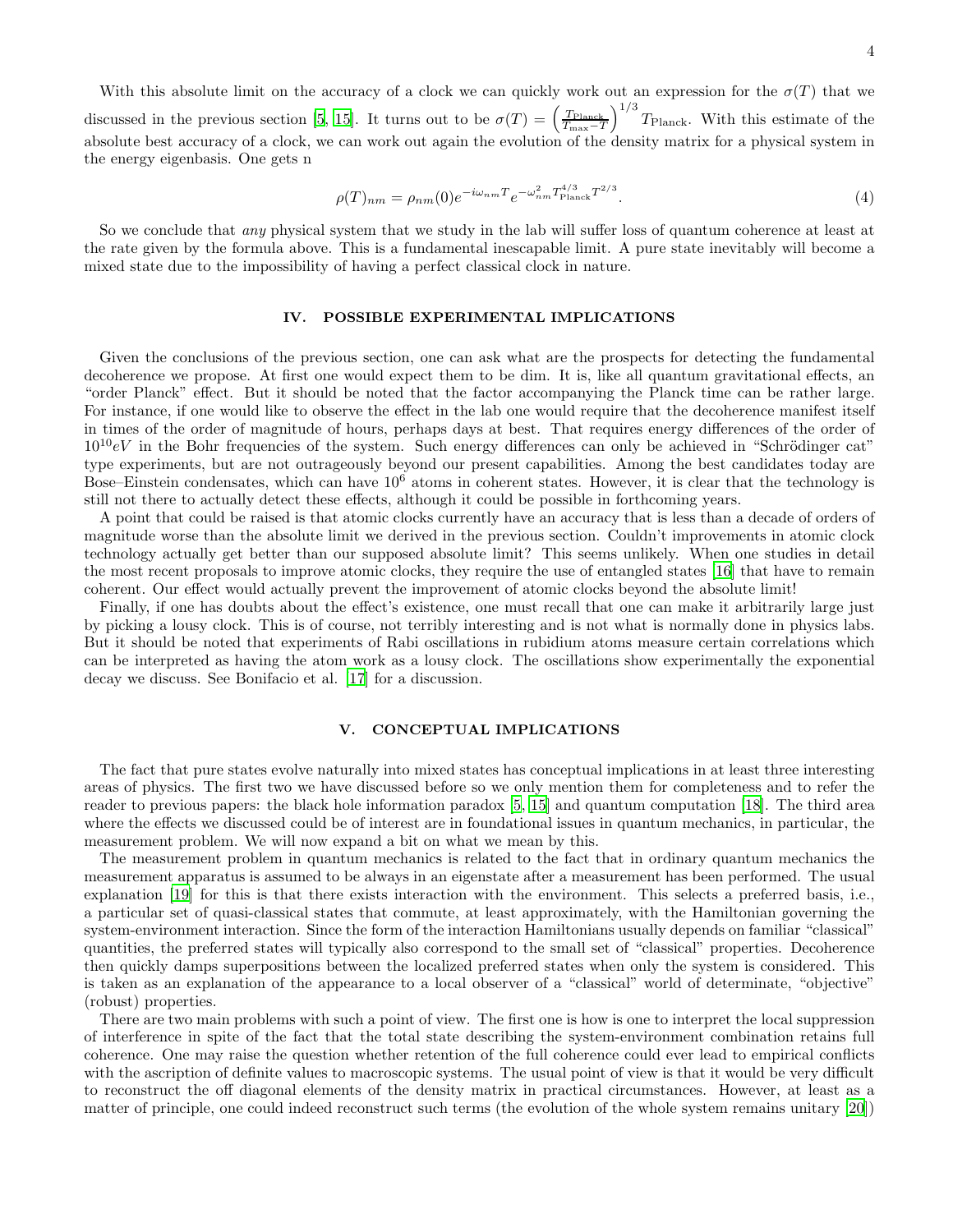With this absolute limit on the accuracy of a clock we can quickly work out an expression for the $\sigma(T)$ that we discussed in the previous section [5, 15]. It turns out to be $\sigma(T) = \left(\frac{T_{\rm Planck}}{T_{\rm max}-T}\right)^{1/3} T_{\rm Planck}$. With this estimate of the absolute best accuracy of a clock, we can work out again the evolution of the density matrix for a physical system in the energy eigenbasis. One gets n

$$\rho(T)_{nm} = \rho_{nm}(0) e^{-i\omega_{nm}T} e^{-\omega_{nm}^2 T_{\rm Planck}^{4/3} T^{2/3}}. \tag{4}$$

So we conclude that *any* physical system that we study in the lab will suffer loss of quantum coherence at least at the rate given by the formula above. This is a fundamental inescapable limit. A pure state inevitably will become a mixed state due to the impossibility of having a perfect classical clock in nature.

## IV. POSSIBLE EXPERIMENTAL IMPLICATIONS

Given the conclusions of the previous section, one can ask what are the prospects for detecting the fundamental decoherence we propose. At first one would expect them to be dim. It is, like all quantum gravitational effects, an "order Planck" effect. But it should be noted that the factor accompanying the Planck time can be rather large. For instance, if one would like to observe the effect in the lab one would require that the decoherence manifest itself in times of the order of magnitude of hours, perhaps days at best. That requires energy differences of the order of $10^{10}eV$ in the Bohr frequencies of the system. Such energy differences can only be achieved in "Schrödinger cat" type experiments, but are not outrageously beyond our present capabilities. Among the best candidates today are Bose–Einstein condensates, which can have $10^6$ atoms in coherent states. However, it is clear that the technology is still not there to actually detect these effects, although it could be possible in forthcoming years.

A point that could be raised is that atomic clocks currently have an accuracy that is less than a decade of orders of magnitude worse than the absolute limit we derived in the previous section. Couldn't improvements in atomic clock technology actually get better than our supposed absolute limit? This seems unlikely. When one studies in detail the most recent proposals to improve atomic clocks, they require the use of entangled states [16] that have to remain coherent. Our effect would actually prevent the improvement of atomic clocks beyond the absolute limit!

Finally, if one has doubts about the effect's existence, one must recall that one can make it arbitrarily large just by picking a lousy clock. This is of course, not terribly interesting and is not what is normally done in physics labs. But it should be noted that experiments of Rabi oscillations in rubidium atoms measure certain correlations which can be interpreted as having the atom work as a lousy clock. The oscillations show experimentally the exponential decay we discuss. See Bonifacio et al. [17] for a discussion.

## V. CONCEPTUAL IMPLICATIONS

The fact that pure states evolve naturally into mixed states has conceptual implications in at least three interesting areas of physics. The first two we have discussed before so we only mention them for completeness and to refer the reader to previous papers: the black hole information paradox [5, 15] and quantum computation [18]. The third area where the effects we discussed could be of interest are in foundational issues in quantum mechanics, in particular, the measurement problem. We will now expand a bit on what we mean by this.

The measurement problem in quantum mechanics is related to the fact that in ordinary quantum mechanics the measurement apparatus is assumed to be always in an eigenstate after a measurement has been performed. The usual explanation [19] for this is that there exists interaction with the environment. This selects a preferred basis, i.e., a particular set of quasi-classical states that commute, at least approximately, with the Hamiltonian governing the system-environment interaction. Since the form of the interaction Hamiltonians usually depends on familiar "classical" quantities, the preferred states will typically also correspond to the small set of "classical" properties. Decoherence then quickly damps superpositions between the localized preferred states when only the system is considered. This is taken as an explanation of the appearance to a local observer of a "classical" world of determinate, "objective" (robust) properties.

There are two main problems with such a point of view. The first one is how is one to interpret the local suppression of interference in spite of the fact that the total state describing the system-environment combination retains full coherence. One may raise the question whether retention of the full coherence could ever lead to empirical conflicts with the ascription of definite values to macroscopic systems. The usual point of view is that it would be very difficult to reconstruct the off diagonal elements of the density matrix in practical circumstances. However, at least as a matter of principle, one could indeed reconstruct such terms (the evolution of the whole system remains unitary [20])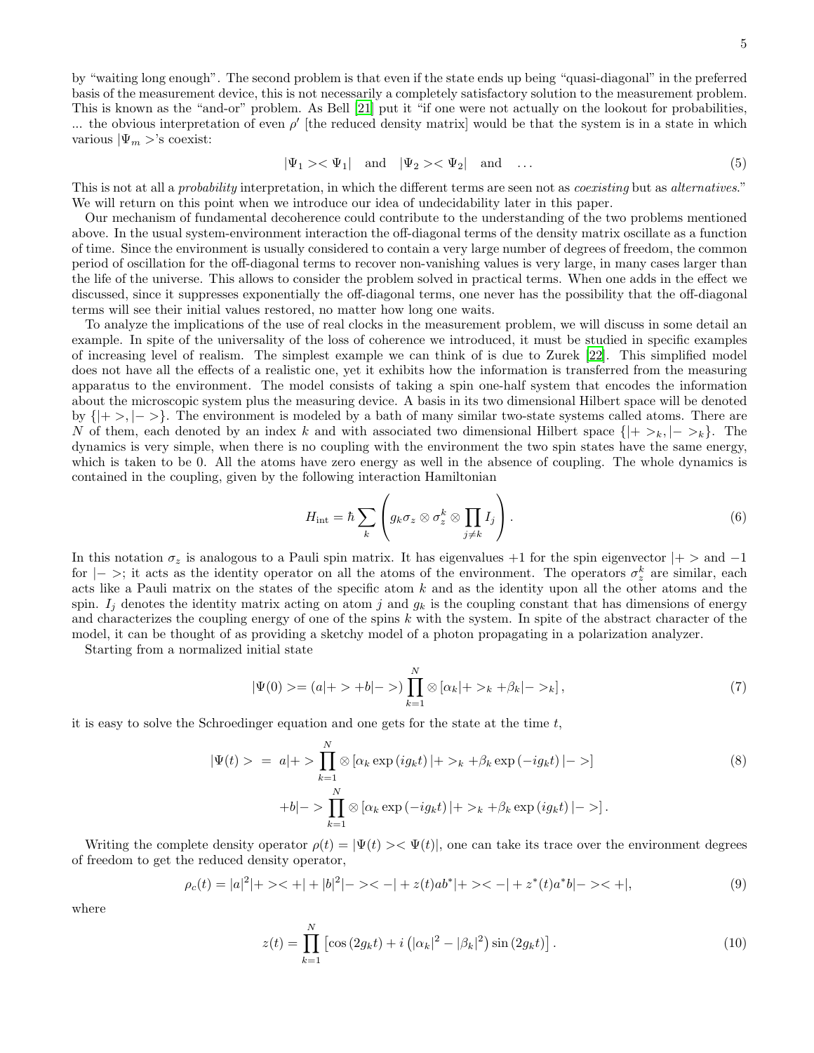by "waiting long enough". The second problem is that even if the state ends up being "quasi-diagonal" in the preferred basis of the measurement device, this is not necessarily a completely satisfactory solution to the measurement problem. This is known as the "and-or" problem. As Bell [21] put it "if one were not actually on the lookout for probabilities, ... the obvious interpretation of even $\rho'$ [the reduced density matrix] would be that the system is in a state in which various $|\Psi_m>$'s coexist:

$$|\Psi_1><\Psi_1| \quad \text{and} \quad |\Psi_2><\Psi_2| \quad \text{and} \quad \ldots \tag{5}$$

This is not at all a *probability* interpretation, in which the different terms are seen not as *coexisting* but as *alternatives*." We will return on this point when we introduce our idea of undecidability later in this paper.

Our mechanism of fundamental decoherence could contribute to the understanding of the two problems mentioned above. In the usual system-environment interaction the off-diagonal terms of the density matrix oscillate as a function of time. Since the environment is usually considered to contain a very large number of degrees of freedom, the common period of oscillation for the off-diagonal terms to recover non-vanishing values is very large, in many cases larger than the life of the universe. This allows to consider the problem solved in practical terms. When one adds in the effect we discussed, since it suppresses exponentially the off-diagonal terms, one never has the possibility that the off-diagonal terms will see their initial values restored, no matter how long one waits.

To analyze the implications of the use of real clocks in the measurement problem, we will discuss in some detail an example. In spite of the universality of the loss of coherence we introduced, it must be studied in specific examples of increasing level of realism. The simplest example we can think of is due to Zurek [22]. This simplified model does not have all the effects of a realistic one, yet it exhibits how the information is transferred from the measuring apparatus to the environment. The model consists of taking a spin one-half system that encodes the information about the microscopic system plus the measuring device. A basis in its two dimensional Hilbert space will be denoted by $\{|+>, |->\}$. The environment is modeled by a bath of many similar two-state systems called atoms. There are $N$ of them, each denoted by an index $k$ and with associated two dimensional Hilbert space $\{|+>_k, |->_k\}$. The dynamics is very simple, when there is no coupling with the environment the two spin states have the same energy, which is taken to be 0. All the atoms have zero energy as well in the absence of coupling. The whole dynamics is contained in the coupling, given by the following interaction Hamiltonian

$$H_{\text{int}} = \hbar \sum_k \left( g_k \sigma_z \otimes \sigma_z^k \otimes \prod_{j \neq k} I_j \right). \tag{6}$$

In this notation $\sigma_z$ is analogous to a Pauli spin matrix. It has eigenvalues $+1$ for the spin eigenvector $|+>$ and $-1$ for $|->$; it acts as the identity operator on all the atoms of the environment. The operators $\sigma_z^k$ are similar, each acts like a Pauli matrix on the states of the specific atom $k$ and as the identity upon all the other atoms and the spin. $I_j$ denotes the identity matrix acting on atom $j$ and $g_k$ is the coupling constant that has dimensions of energy and characterizes the coupling energy of one of the spins $k$ with the system. In spite of the abstract character of the model, it can be thought of as providing a sketchy model of a photon propagating in a polarization analyzer.

Starting from a normalized initial state

$$|\Psi(0)> = (a|+> + b|->) \prod_{k=1}^{N} \otimes \left[\alpha_k |+>_k + \beta_k |->_k\right], \tag{7}$$

it is easy to solve the Schroedinger equation and one gets for the state at the time $t$,

$$\begin{aligned} |\Psi(t)> \; &= \; a|+> \prod_{k=1}^{N} \otimes \left[\alpha_k \exp\left(i g_k t\right)|+>_k + \beta_k \exp\left(-i g_k t\right)|->\right] \\ &\quad + b|-> \prod_{k=1}^{N} \otimes \left[\alpha_k \exp\left(-i g_k t\right)|+>_k + \beta_k \exp\left(i g_k t\right)|->\right]. \end{aligned} \tag{8}$$

Writing the complete density operator $\rho(t) = |\Psi(t)><\Psi(t)|$, one can take its trace over the environment degrees of freedom to get the reduced density operator,

$$\rho_c(t) = |a|^2 |+><+| + |b|^2 |-><-| + z(t) a b^* |+><-| + z^*(t) a^* b |-><+|, \tag{9}$$

where

$$z(t) = \prod_{k=1}^{N} \left[\cos\left(2 g_k t\right) + i\left(|\alpha_k|^2 - |\beta_k|^2\right) \sin\left(2 g_k t\right)\right]. \tag{10}$$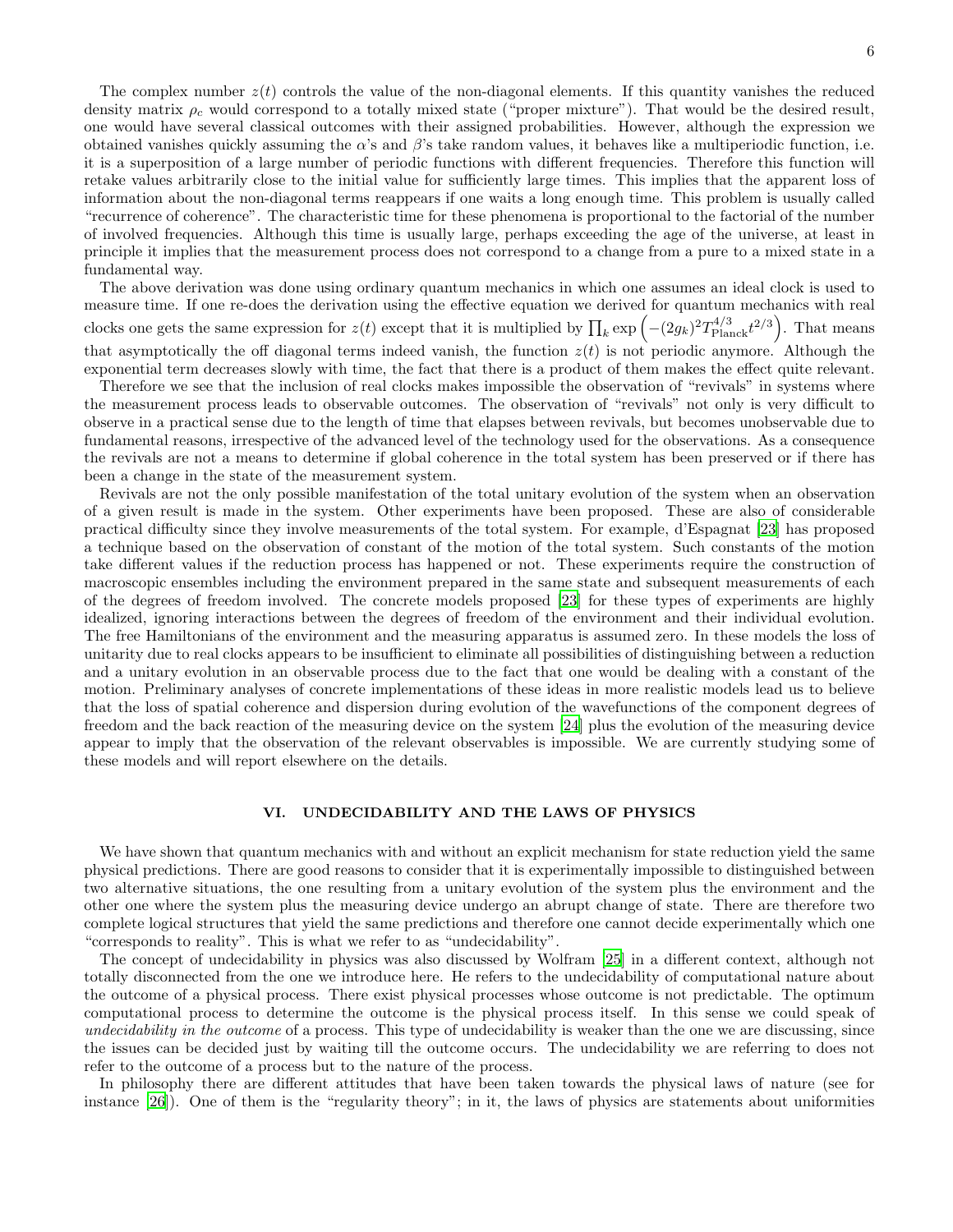The complex number $z(t)$ controls the value of the non-diagonal elements. If this quantity vanishes the reduced density matrix $\rho_c$ would correspond to a totally mixed state ("proper mixture"). That would be the desired result, one would have several classical outcomes with their assigned probabilities. However, although the expression we obtained vanishes quickly assuming the $\alpha$'s and $\beta$'s take random values, it behaves like a multiperiodic function, i.e. it is a superposition of a large number of periodic functions with different frequencies. Therefore this function will retake values arbitrarily close to the initial value for sufficiently large times. This implies that the apparent loss of information about the non-diagonal terms reappears if one waits a long enough time. This problem is usually called "recurrence of coherence". The characteristic time for these phenomena is proportional to the factorial of the number of involved frequencies. Although this time is usually large, perhaps exceeding the age of the universe, at least in principle it implies that the measurement process does not correspond to a change from a pure to a mixed state in a fundamental way.

The above derivation was done using ordinary quantum mechanics in which one assumes an ideal clock is used to measure time. If one re-does the derivation using the effective equation we derived for quantum mechanics with real clocks one gets the same expression for $z(t)$ except that it is multiplied by $\prod_k \exp\left(-(2g_k)^2 T_{\rm Planck}^{4/3} t^{2/3}\right)$. That means that asymptotically the off diagonal terms indeed vanish, the function $z(t)$ is not periodic anymore. Although the exponential term decreases slowly with time, the fact that there is a product of them makes the effect quite relevant.

Therefore we see that the inclusion of real clocks makes impossible the observation of "revivals" in systems where the measurement process leads to observable outcomes. The observation of "revivals" not only is very difficult to observe in a practical sense due to the length of time that elapses between revivals, but becomes unobservable due to fundamental reasons, irrespective of the advanced level of the technology used for the observations. As a consequence the revivals are not a means to determine if global coherence in the total system has been preserved or if there has been a change in the state of the measurement system.

Revivals are not the only possible manifestation of the total unitary evolution of the system when an observation of a given result is made in the system. Other experiments have been proposed. These are also of considerable practical difficulty since they involve measurements of the total system. For example, d'Espagnat [23] has proposed a technique based on the observation of constant of the motion of the total system. Such constants of the motion take different values if the reduction process has happened or not. These experiments require the construction of macroscopic ensembles including the environment prepared in the same state and subsequent measurements of each of the degrees of freedom involved. The concrete models proposed [23] for these types of experiments are highly idealized, ignoring interactions between the degrees of freedom of the environment and their individual evolution. The free Hamiltonians of the environment and the measuring apparatus is assumed zero. In these models the loss of unitarity due to real clocks appears to be insufficient to eliminate all possibilities of distinguishing between a reduction and a unitary evolution in an observable process due to the fact that one would be dealing with a constant of the motion. Preliminary analyses of concrete implementations of these ideas in more realistic models lead us to believe that the loss of spatial coherence and dispersion during evolution of the wavefunctions of the component degrees of freedom and the back reaction of the measuring device on the system [24] plus the evolution of the measuring device appear to imply that the observation of the relevant observables is impossible. We are currently studying some of these models and will report elsewhere on the details.

## VI. UNDECIDABILITY AND THE LAWS OF PHYSICS

We have shown that quantum mechanics with and without an explicit mechanism for state reduction yield the same physical predictions. There are good reasons to consider that it is experimentally impossible to distinguished between two alternative situations, the one resulting from a unitary evolution of the system plus the environment and the other one where the system plus the measuring device undergo an abrupt change of state. There are therefore two complete logical structures that yield the same predictions and therefore one cannot decide experimentally which one "corresponds to reality". This is what we refer to as "undecidability".

The concept of undecidability in physics was also discussed by Wolfram [25] in a different context, although not totally disconnected from the one we introduce here. He refers to the undecidability of computational nature about the outcome of a physical process. There exist physical processes whose outcome is not predictable. The optimum computational process to determine the outcome is the physical process itself. In this sense we could speak of *undecidability in the outcome* of a process. This type of undecidability is weaker than the one we are discussing, since the issues can be decided just by waiting till the outcome occurs. The undecidability we are referring to does not refer to the outcome of a process but to the nature of the process.

In philosophy there are different attitudes that have been taken towards the physical laws of nature (see for instance [26]). One of them is the "regularity theory"; in it, the laws of physics are statements about uniformities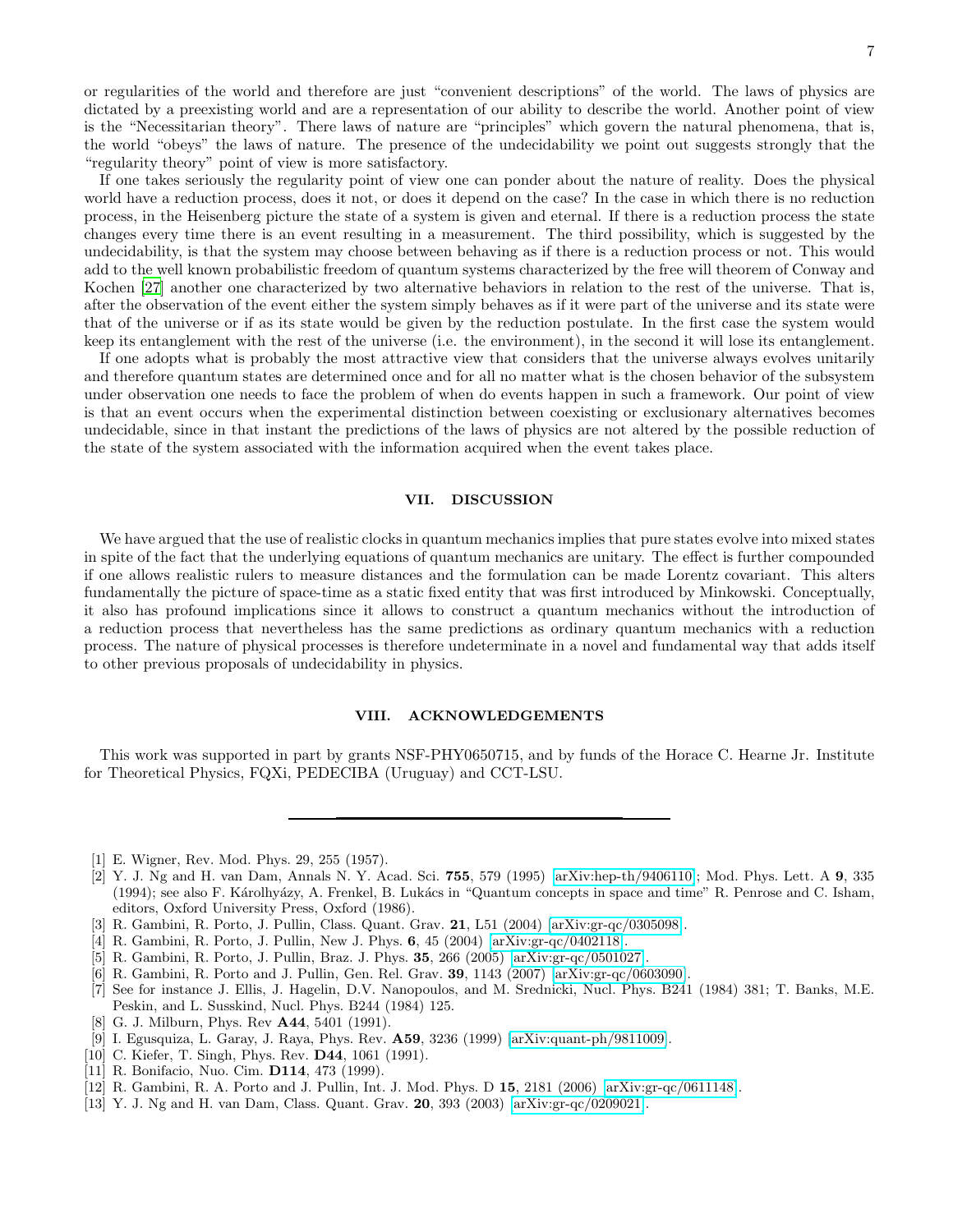or regularities of the world and therefore are just "convenient descriptions" of the world. The laws of physics are dictated by a preexisting world and are a representation of our ability to describe the world. Another point of view is the "Necessitarian theory". There laws of nature are "principles" which govern the natural phenomena, that is, the world "obeys" the laws of nature. The presence of the undecidability we point out suggests strongly that the "regularity theory" point of view is more satisfactory.

If one takes seriously the regularity point of view one can ponder about the nature of reality. Does the physical world have a reduction process, does it not, or does it depend on the case? In the case in which there is no reduction process, in the Heisenberg picture the state of a system is given and eternal. If there is a reduction process the state changes every time there is an event resulting in a measurement. The third possibility, which is suggested by the undecidability, is that the system may choose between behaving as if there is a reduction process or not. This would add to the well known probabilistic freedom of quantum systems characterized by the free will theorem of Conway and Kochen [27] another one characterized by two alternative behaviors in relation to the rest of the universe. That is, after the observation of the event either the system simply behaves as if it were part of the universe and its state were that of the universe or if as its state would be given by the reduction postulate. In the first case the system would keep its entanglement with the rest of the universe (i.e. the environment), in the second it will lose its entanglement.

If one adopts what is probably the most attractive view that considers that the universe always evolves unitarily and therefore quantum states are determined once and for all no matter what is the chosen behavior of the subsystem under observation one needs to face the problem of when do events happen in such a framework. Our point of view is that an event occurs when the experimental distinction between coexisting or exclusionary alternatives becomes undecidable, since in that instant the predictions of the laws of physics are not altered by the possible reduction of the state of the system associated with the information acquired when the event takes place.

## VII. DISCUSSION

We have argued that the use of realistic clocks in quantum mechanics implies that pure states evolve into mixed states in spite of the fact that the underlying equations of quantum mechanics are unitary. The effect is further compounded if one allows realistic rulers to measure distances and the formulation can be made Lorentz covariant. This alters fundamentally the picture of space-time as a static fixed entity that was first introduced by Minkowski. Conceptually, it also has profound implications since it allows to construct a quantum mechanics without the introduction of a reduction process that nevertheless has the same predictions as ordinary quantum mechanics with a reduction process. The nature of physical processes is therefore undeterminate in a novel and fundamental way that adds itself to other previous proposals of undecidability in physics.

## VIII. ACKNOWLEDGEMENTS

This work was supported in part by grants NSF-PHY0650715, and by funds of the Horace C. Hearne Jr. Institute for Theoretical Physics, FQXi, PEDECIBA (Uruguay) and CCT-LSU.

---

[1] E. Wigner, Rev. Mod. Phys. 29, 255 (1957).

[2] Y. J. Ng and H. van Dam, Annals N. Y. Acad. Sci. **755**, 579 (1995) [arXiv:hep-th/9406110]; Mod. Phys. Lett. A **9**, 335 (1994); see also F. Károlhyázy, A. Frenkel, B. Lukács in "Quantum concepts in space and time" R. Penrose and C. Isham, editors, Oxford University Press, Oxford (1986).

[3] R. Gambini, R. Porto, J. Pullin, Class. Quant. Grav. **21**, L51 (2004) [arXiv:gr-qc/0305098].

[4] R. Gambini, R. Porto, J. Pullin, New J. Phys. **6**, 45 (2004) [arXiv:gr-qc/0402118].

[5] R. Gambini, R. Porto, J. Pullin, Braz. J. Phys. **35**, 266 (2005) [arXiv:gr-qc/0501027].

[6] R. Gambini, R. Porto and J. Pullin, Gen. Rel. Grav. **39**, 1143 (2007) [arXiv:gr-qc/0603090].

[7] See for instance J. Ellis, J. Hagelin, D.V. Nanopoulos, and M. Srednicki, Nucl. Phys. B241 (1984) 381; T. Banks, M.E. Peskin, and L. Susskind, Nucl. Phys. B244 (1984) 125.

[8] G. J. Milburn, Phys. Rev **A44**, 5401 (1991).

[9] I. Egusquiza, L. Garay, J. Raya, Phys. Rev. **A59**, 3236 (1999) [arXiv:quant-ph/9811009].

[10] C. Kiefer, T. Singh, Phys. Rev. **D44**, 1061 (1991).

[11] R. Bonifacio, Nuo. Cim. **D114**, 473 (1999).

[12] R. Gambini, R. A. Porto and J. Pullin, Int. J. Mod. Phys. D **15**, 2181 (2006) [arXiv:gr-qc/0611148].

[13] Y. J. Ng and H. van Dam, Class. Quant. Grav. **20**, 393 (2003) [arXiv:gr-qc/0209021].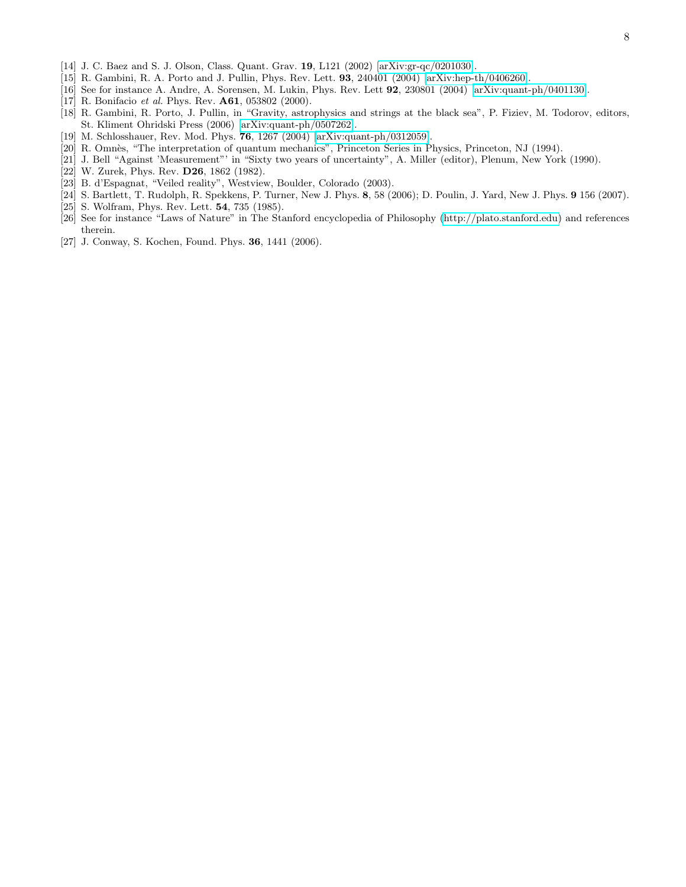[14] J. C. Baez and S. J. Olson, Class. Quant. Grav. **19**, L121 (2002) [arXiv:gr-qc/0201030].

[15] R. Gambini, R. A. Porto and J. Pullin, Phys. Rev. Lett. **93**, 240401 (2004) [arXiv:hep-th/0406260].

[16] See for instance A. Andre, A. Sorensen, M. Lukin, Phys. Rev. Lett **92**, 230801 (2004) [arXiv:quant-ph/0401130].

[17] R. Bonifacio *et al.* Phys. Rev. **A61**, 053802 (2000).

[18] R. Gambini, R. Porto, J. Pullin, in "Gravity, astrophysics and strings at the black sea", P. Fiziev, M. Todorov, editors, St. Kliment Ohridski Press (2006) [arXiv:quant-ph/0507262].

[19] M. Schlosshauer, Rev. Mod. Phys. **76**, 1267 (2004) [arXiv:quant-ph/0312059].

[20] R. Omnès, "The interpretation of quantum mechanics", Princeton Series in Physics, Princeton, NJ (1994).

[21] J. Bell "Against 'Measurement"' in "Sixty two years of uncertainty", A. Miller (editor), Plenum, New York (1990).

[22] W. Zurek, Phys. Rev. **D26**, 1862 (1982).

[23] B. d'Espagnat, "Veiled reality", Westview, Boulder, Colorado (2003).

[24] S. Bartlett, T. Rudolph, R. Spekkens, P. Turner, New J. Phys. **8**, 58 (2006); D. Poulin, J. Yard, New J. Phys. **9** 156 (2007).

[25] S. Wolfram, Phys. Rev. Lett. **54**, 735 (1985).

[26] See for instance "Laws of Nature" in The Stanford encyclopedia of Philosophy (http://plato.stanford.edu) and references therein.

[27] J. Conway, S. Kochen, Found. Phys. **36**, 1441 (2006).